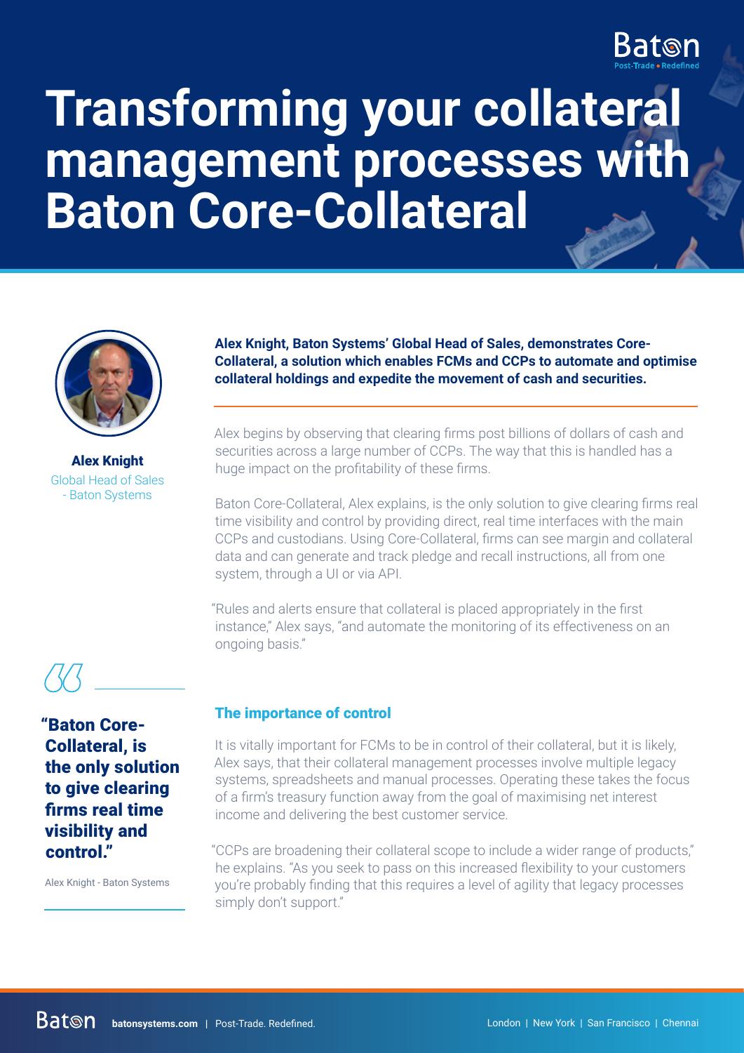# Transforming your collateral management processes with Baton Core-Collateral

**Alex Knight**
Global Head of Sales - Baton Systems

**Alex Knight, Baton Systems' Global Head of Sales, demonstrates Core-Collateral, a solution which enables FCMs and CCPs to automate and optimise collateral holdings and expedite the movement of cash and securities.**

Alex begins by observing that clearing firms post billions of dollars of cash and securities across a large number of CCPs. The way that this is handled has a huge impact on the profitability of these firms.

Baton Core-Collateral, Alex explains, is the only solution to give clearing firms real time visibility and control by providing direct, real time interfaces with the main CCPs and custodians. Using Core-Collateral, firms can see margin and collateral data and can generate and track pledge and recall instructions, all from one system, through a UI or via API.

"Rules and alerts ensure that collateral is placed appropriately in the first instance," Alex says, "and automate the monitoring of its effectiveness on an ongoing basis."

> **"Baton Core-Collateral, is the only solution to give clearing firms real time visibility and control."**
>
> Alex Knight - Baton Systems

## The importance of control

It is vitally important for FCMs to be in control of their collateral, but it is likely, Alex says, that their collateral management processes involve multiple legacy systems, spreadsheets and manual processes. Operating these takes the focus of a firm's treasury function away from the goal of maximising net interest income and delivering the best customer service.

"CCPs are broadening their collateral scope to include a wider range of products," he explains. "As you seek to pass on this increased flexibility to your customers you're probably finding that this requires a level of agility that legacy processes simply don't support."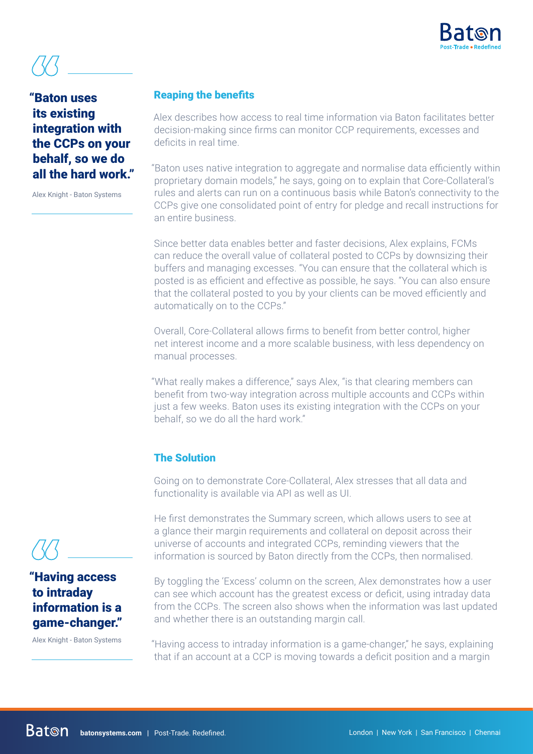> "Baton uses its existing integration with the CCPs on your behalf, so we do all the hard work."
>
> Alex Knight - Baton Systems

## Reaping the benefits

Alex describes how access to real time information via Baton facilitates better decision-making since firms can monitor CCP requirements, excesses and deficits in real time.

"Baton uses native integration to aggregate and normalise data efficiently within proprietary domain models," he says, going on to explain that Core-Collateral's rules and alerts can run on a continuous basis while Baton's connectivity to the CCPs give one consolidated point of entry for pledge and recall instructions for an entire business.

Since better data enables better and faster decisions, Alex explains, FCMs can reduce the overall value of collateral posted to CCPs by downsizing their buffers and managing excesses. "You can ensure that the collateral which is posted is as efficient and effective as possible, he says. "You can also ensure that the collateral posted to you by your clients can be moved efficiently and automatically on to the CCPs."

Overall, Core-Collateral allows firms to benefit from better control, higher net interest income and a more scalable business, with less dependency on manual processes.

"What really makes a difference," says Alex, "is that clearing members can benefit from two-way integration across multiple accounts and CCPs within just a few weeks. Baton uses its existing integration with the CCPs on your behalf, so we do all the hard work."

## The Solution

Going on to demonstrate Core-Collateral, Alex stresses that all data and functionality is available via API as well as UI.

He first demonstrates the Summary screen, which allows users to see at a glance their margin requirements and collateral on deposit across their universe of accounts and integrated CCPs, reminding viewers that the information is sourced by Baton directly from the CCPs, then normalised.

By toggling the 'Excess' column on the screen, Alex demonstrates how a user can see which account has the greatest excess or deficit, using intraday data from the CCPs. The screen also shows when the information was last updated and whether there is an outstanding margin call.

> "Having access to intraday information is a game-changer."
>
> Alex Knight - Baton Systems

"Having access to intraday information is a game-changer," he says, explaining that if an account at a CCP is moving towards a deficit position and a margin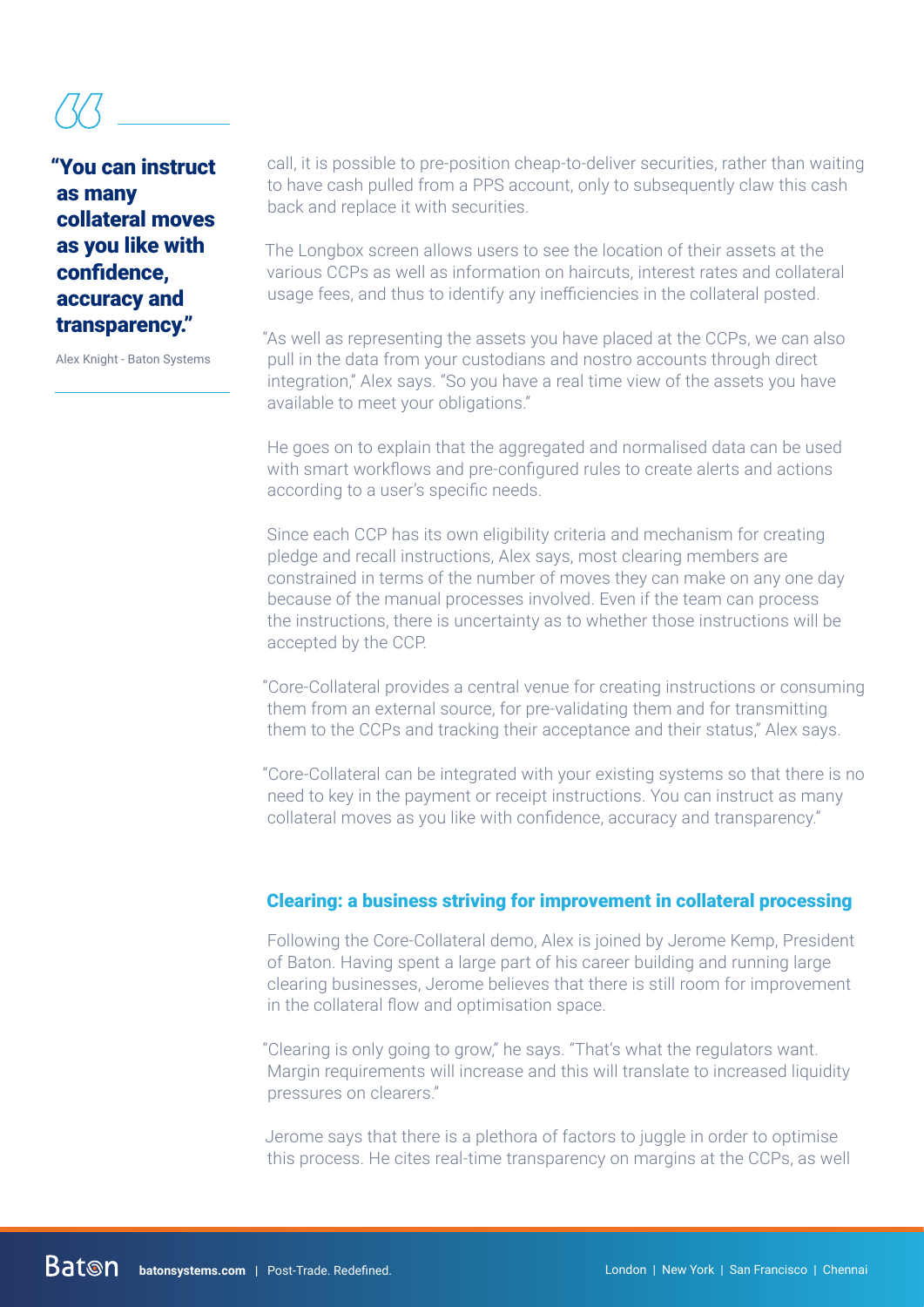> **"You can instruct as many collateral moves as you like with confidence, accuracy and transparency."**
>
> Alex Knight - Baton Systems

call, it is possible to pre-position cheap-to-deliver securities, rather than waiting to have cash pulled from a PPS account, only to subsequently claw this cash back and replace it with securities.

The Longbox screen allows users to see the location of their assets at the various CCPs as well as information on haircuts, interest rates and collateral usage fees, and thus to identify any inefficiencies in the collateral posted.

"As well as representing the assets you have placed at the CCPs, we can also pull in the data from your custodians and nostro accounts through direct integration," Alex says. "So you have a real time view of the assets you have available to meet your obligations."

He goes on to explain that the aggregated and normalised data can be used with smart workflows and pre-configured rules to create alerts and actions according to a user's specific needs.

Since each CCP has its own eligibility criteria and mechanism for creating pledge and recall instructions, Alex says, most clearing members are constrained in terms of the number of moves they can make on any one day because of the manual processes involved. Even if the team can process the instructions, there is uncertainty as to whether those instructions will be accepted by the CCP.

"Core-Collateral provides a central venue for creating instructions or consuming them from an external source, for pre-validating them and for transmitting them to the CCPs and tracking their acceptance and their status," Alex says.

"Core-Collateral can be integrated with your existing systems so that there is no need to key in the payment or receipt instructions. You can instruct as many collateral moves as you like with confidence, accuracy and transparency."

## Clearing: a business striving for improvement in collateral processing

Following the Core-Collateral demo, Alex is joined by Jerome Kemp, President of Baton. Having spent a large part of his career building and running large clearing businesses, Jerome believes that there is still room for improvement in the collateral flow and optimisation space.

"Clearing is only going to grow," he says. "That's what the regulators want. Margin requirements will increase and this will translate to increased liquidity pressures on clearers."

Jerome says that there is a plethora of factors to juggle in order to optimise this process. He cites real-time transparency on margins at the CCPs, as well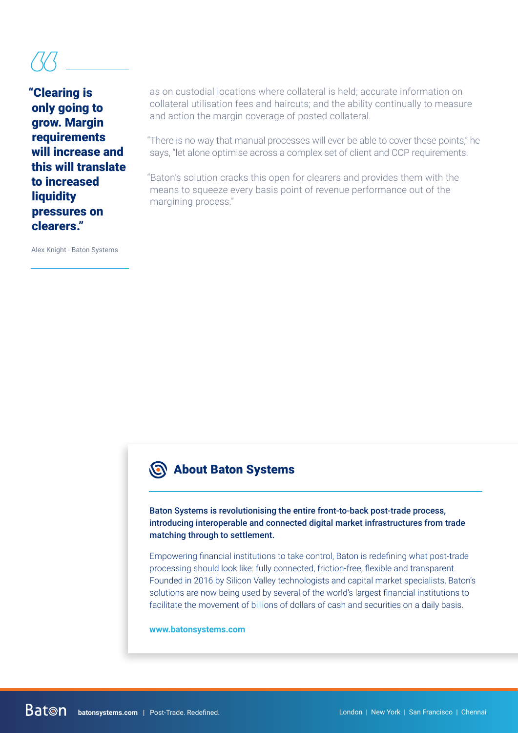> **"Clearing is only going to grow. Margin requirements will increase and this will translate to increased liquidity pressures on clearers."**
>
> Alex Knight - Baton Systems

as on custodial locations where collateral is held; accurate information on collateral utilisation fees and haircuts; and the ability continually to measure and action the margin coverage of posted collateral.

"There is no way that manual processes will ever be able to cover these points," he says, "let alone optimise across a complex set of client and CCP requirements.

"Baton's solution cracks this open for clearers and provides them with the means to squeeze every basis point of revenue performance out of the margining process."

## About Baton Systems

**Baton Systems is revolutionising the entire front-to-back post-trade process, introducing interoperable and connected digital market infrastructures from trade matching through to settlement.**

Empowering financial institutions to take control, Baton is redefining what post-trade processing should look like: fully connected, friction-free, flexible and transparent. Founded in 2016 by Silicon Valley technologists and capital market specialists, Baton's solutions are now being used by several of the world's largest financial institutions to facilitate the movement of billions of dollars of cash and securities on a daily basis.

**www.batonsystems.com**

Baton **batonsystems.com** | Post-Trade. Redefined.

London | New York | San Francisco | Chennai